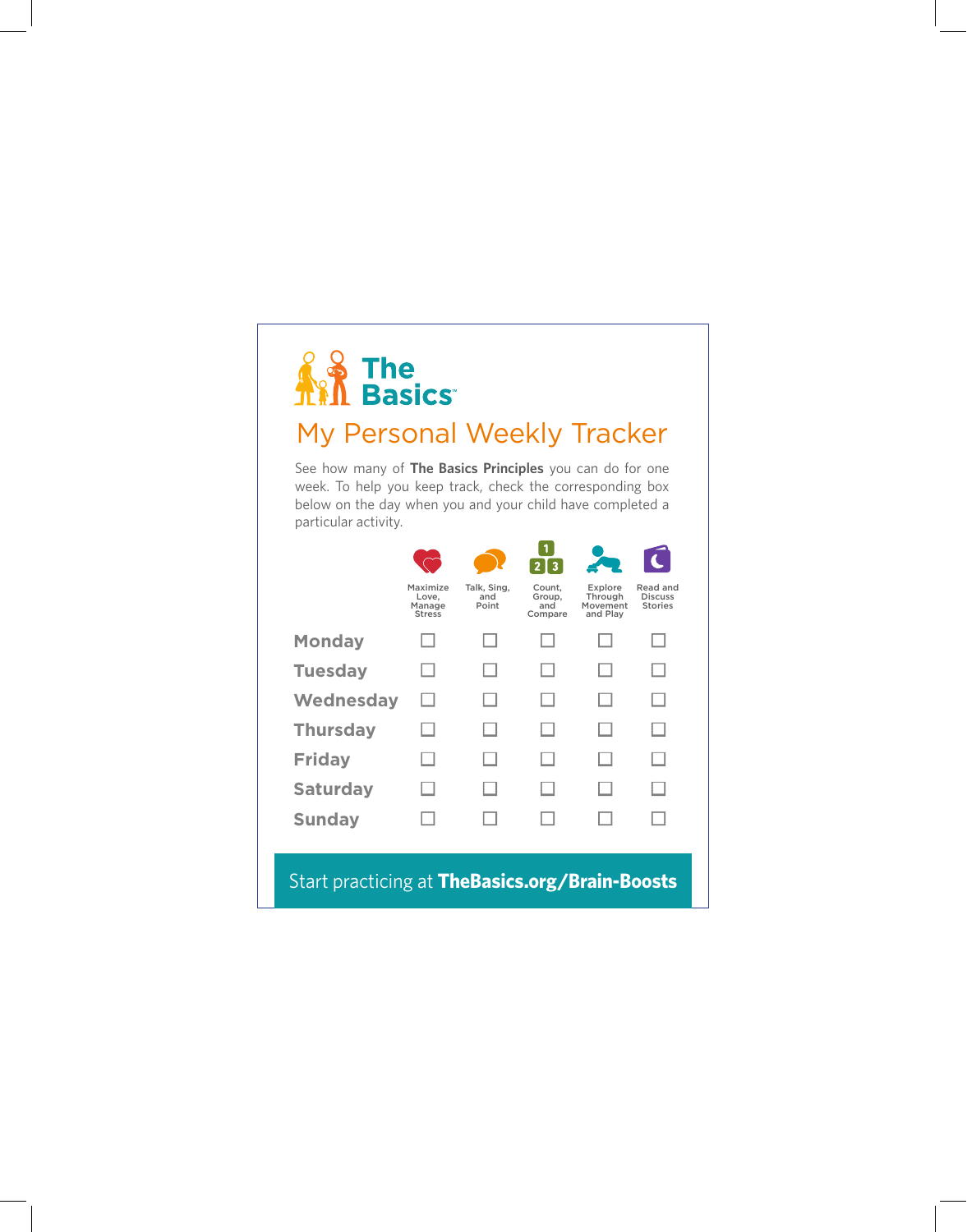# The Basics™

## My Personal Weekly Tracker

See how many of **The Basics Principles** you can do for one week. To help you keep track, check the corresponding box below on the day when you and your child have completed a particular activity.

| | Maximize Love, Manage Stress | Talk, Sing, and Point | Count, Group, and Compare | Explore Through Movement and Play | Read and Discuss Stories |
|---|---|---|---|---|---|
| **Monday** | ☐ | ☐ | ☐ | ☐ | ☐ |
| **Tuesday** | ☐ | ☐ | ☐ | ☐ | ☐ |
| **Wednesday** | ☐ | ☐ | ☐ | ☐ | ☐ |
| **Thursday** | ☐ | ☐ | ☐ | ☐ | ☐ |
| **Friday** | ☐ | ☐ | ☐ | ☐ | ☐ |
| **Saturday** | ☐ | ☐ | ☐ | ☐ | ☐ |
| **Sunday** | ☐ | ☐ | ☐ | ☐ | ☐ |

Start practicing at **TheBasics.org/Brain-Boosts**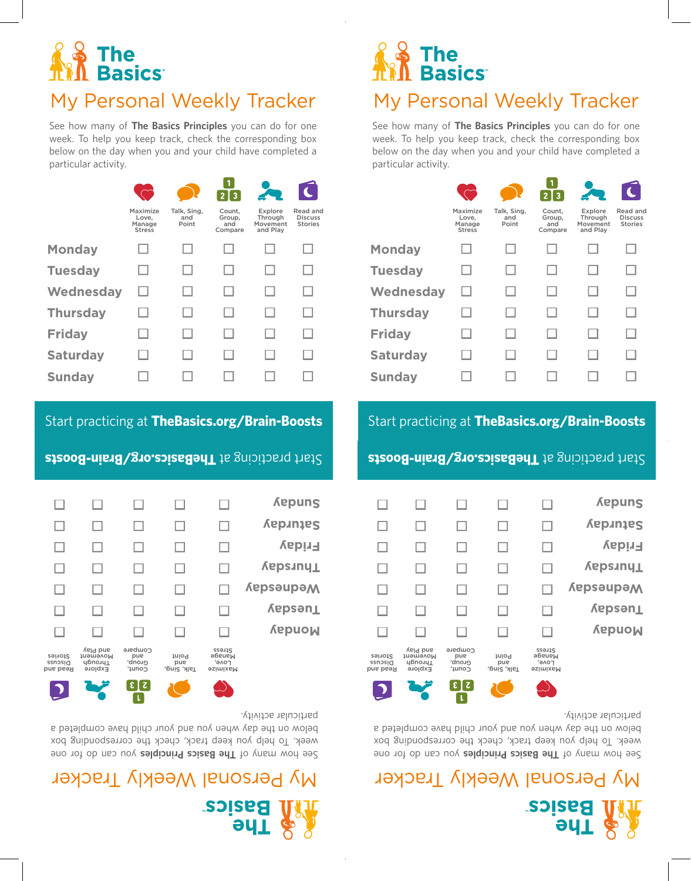# The Basics

## My Personal Weekly Tracker

See how many of **The Basics Principles** you can do for one week. To help you keep track, check the corresponding box below on the day when you and your child have completed a particular activity.

| | Maximize Love, Manage Stress | Talk, Sing, and Point | Count, Group, and Compare | Explore Through Movement and Play | Read and Discuss Stories |
|---|---|---|---|---|---|
| Monday | ☐ | ☐ | ☐ | ☐ | ☐ |
| Tuesday | ☐ | ☐ | ☐ | ☐ | ☐ |
| Wednesday | ☐ | ☐ | ☐ | ☐ | ☐ |
| Thursday | ☐ | ☐ | ☐ | ☐ | ☐ |
| Friday | ☐ | ☐ | ☐ | ☐ | ☐ |
| Saturday | ☐ | ☐ | ☐ | ☐ | ☐ |
| Sunday | ☐ | ☐ | ☐ | ☐ | ☐ |

Start practicing at **TheBasics.org/Brain-Boosts**